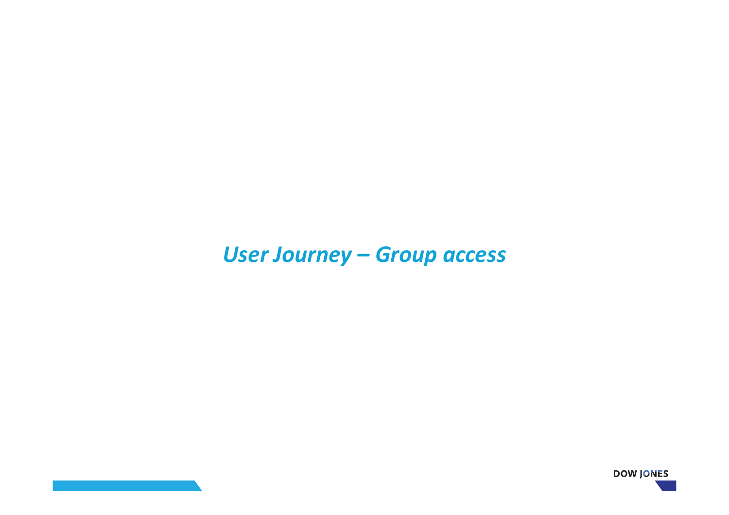# *User Journey – Group access*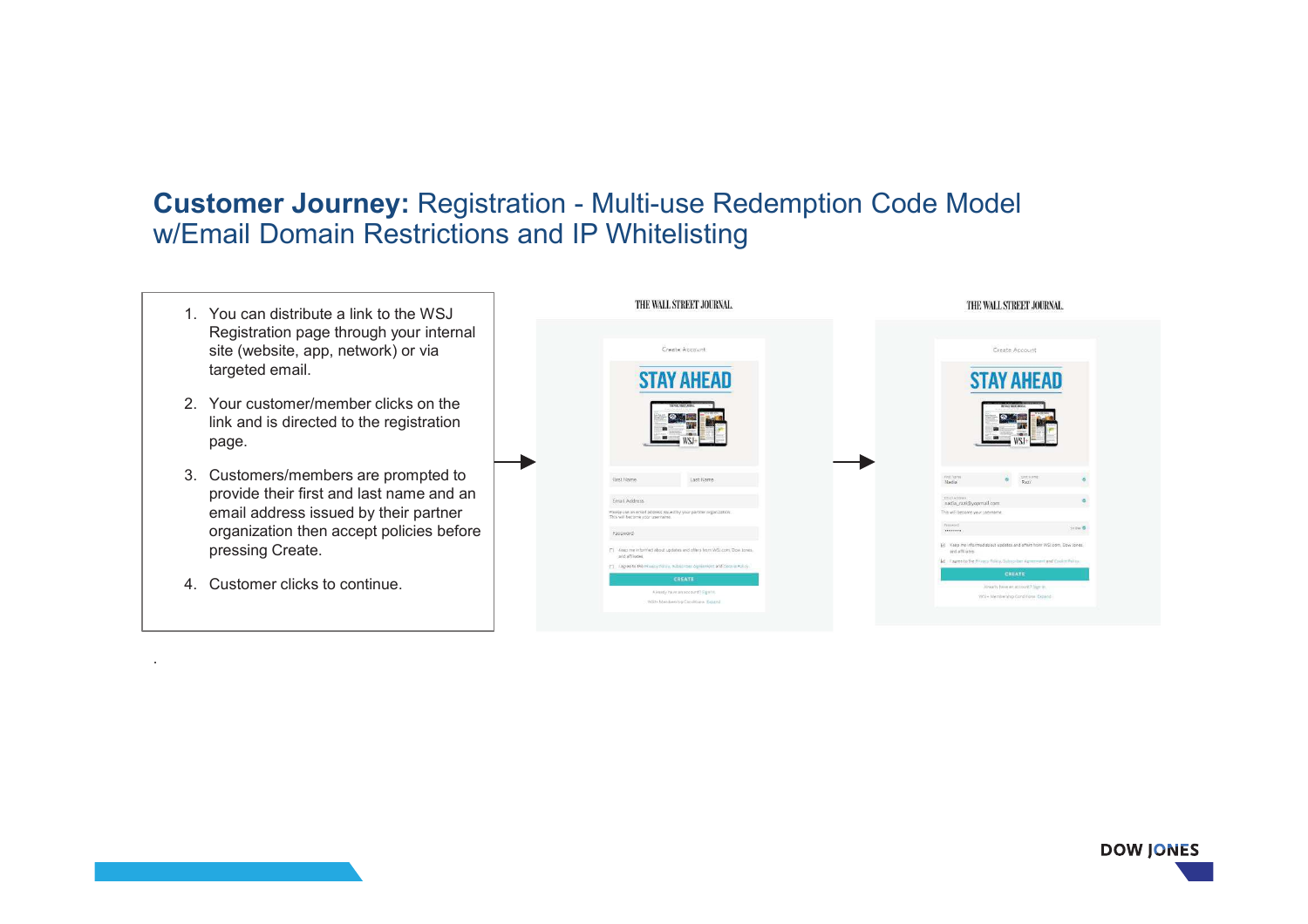# **Customer Journey:** Registration - Multi-use Redemption Code Model w/Email Domain Restrictions and IP Whitelisting

1. You can distribute a link to the WSJ Registration page through your internal site (website, app, network) or via targeted email.
2. Your customer/member clicks on the link and is directed to the registration page.
3. Customers/members are prompted to provide their first and last name and an email address issued by their partner organization then accept policies before pressing Create.
4. Customer clicks to continue.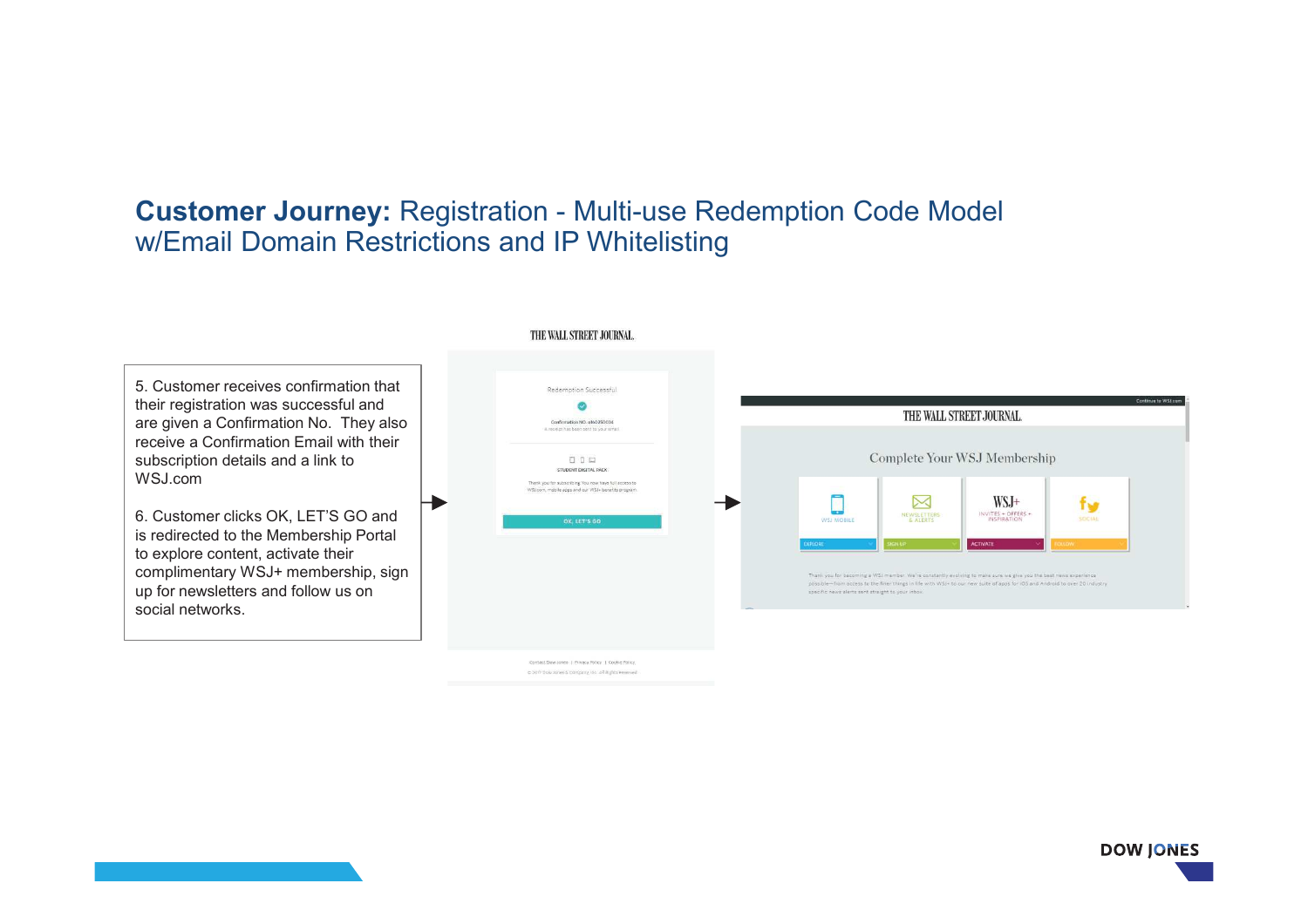# **Customer Journey:** Registration - Multi-use Redemption Code Model w/Email Domain Restrictions and IP Whitelisting

5. Customer receives confirmation that their registration was successful and are given a Confirmation No. They also receive a Confirmation Email with their subscription details and a link to WSJ.com

6. Customer clicks OK, LET'S GO and is redirected to the Membership Portal to explore content, activate their complimentary WSJ+ membership, sign up for newsletters and follow us on social networks.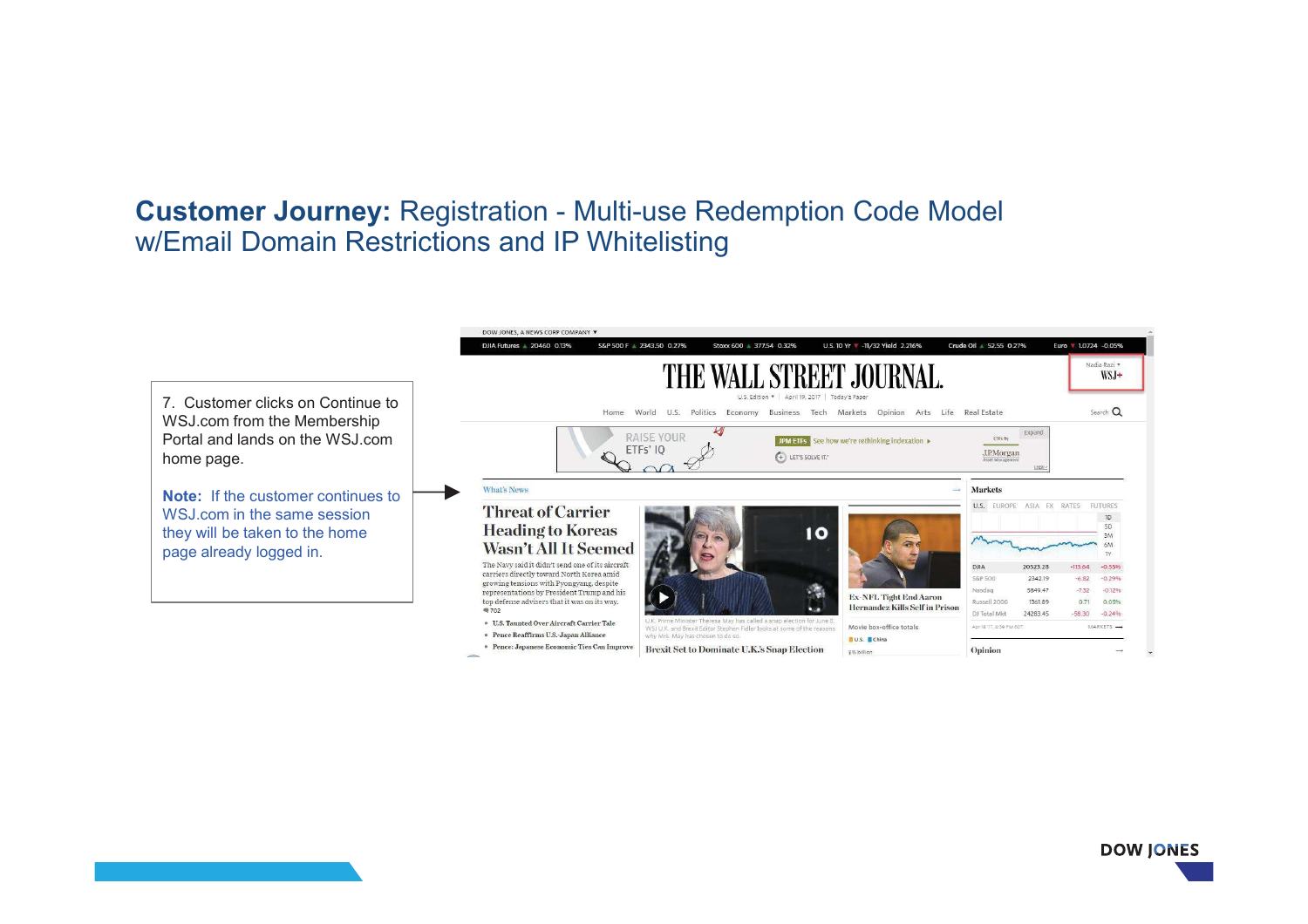# **Customer Journey:** Registration - Multi-use Redemption Code Model w/Email Domain Restrictions and IP Whitelisting

7. Customer clicks on Continue to WSJ.com from the Membership Portal and lands on the WSJ.com home page.

**Note:** If the customer continues to WSJ.com in the same session they will be taken to the home page already logged in.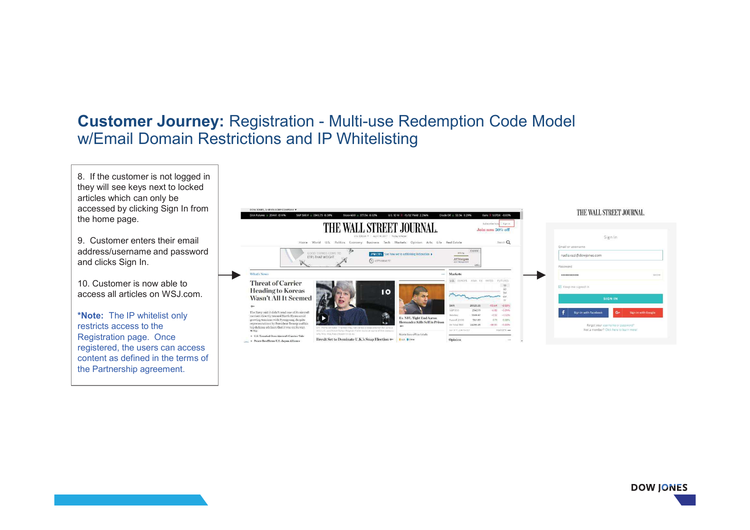# **Customer Journey:** Registration - Multi-use Redemption Code Model w/Email Domain Restrictions and IP Whitelisting

8. If the customer is not logged in they will see keys next to locked articles which can only be accessed by clicking Sign In from the home page.

9. Customer enters their email address/username and password and clicks Sign In.

10. Customer is now able to access all articles on WSJ.com.

**\*Note:** The IP whitelist only restricts access to the Registration page. Once registered, the users can access content as defined in the terms of the Partnership agreement.